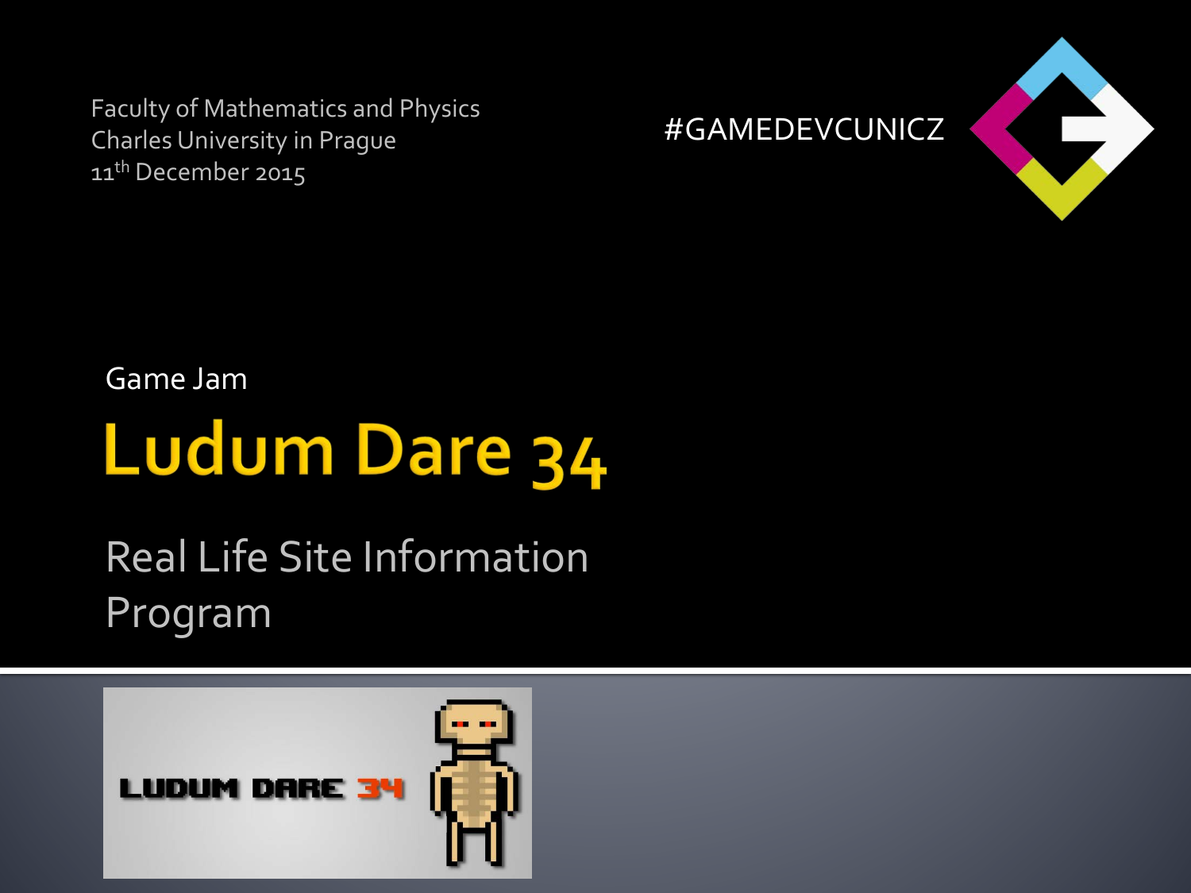Faculty of Mathematics and Physics
Charles University in Prague
11th December 2015

#GAMEDEVCUNICZ

Game Jam

# Ludum Dare 34

Real Life Site Information
Program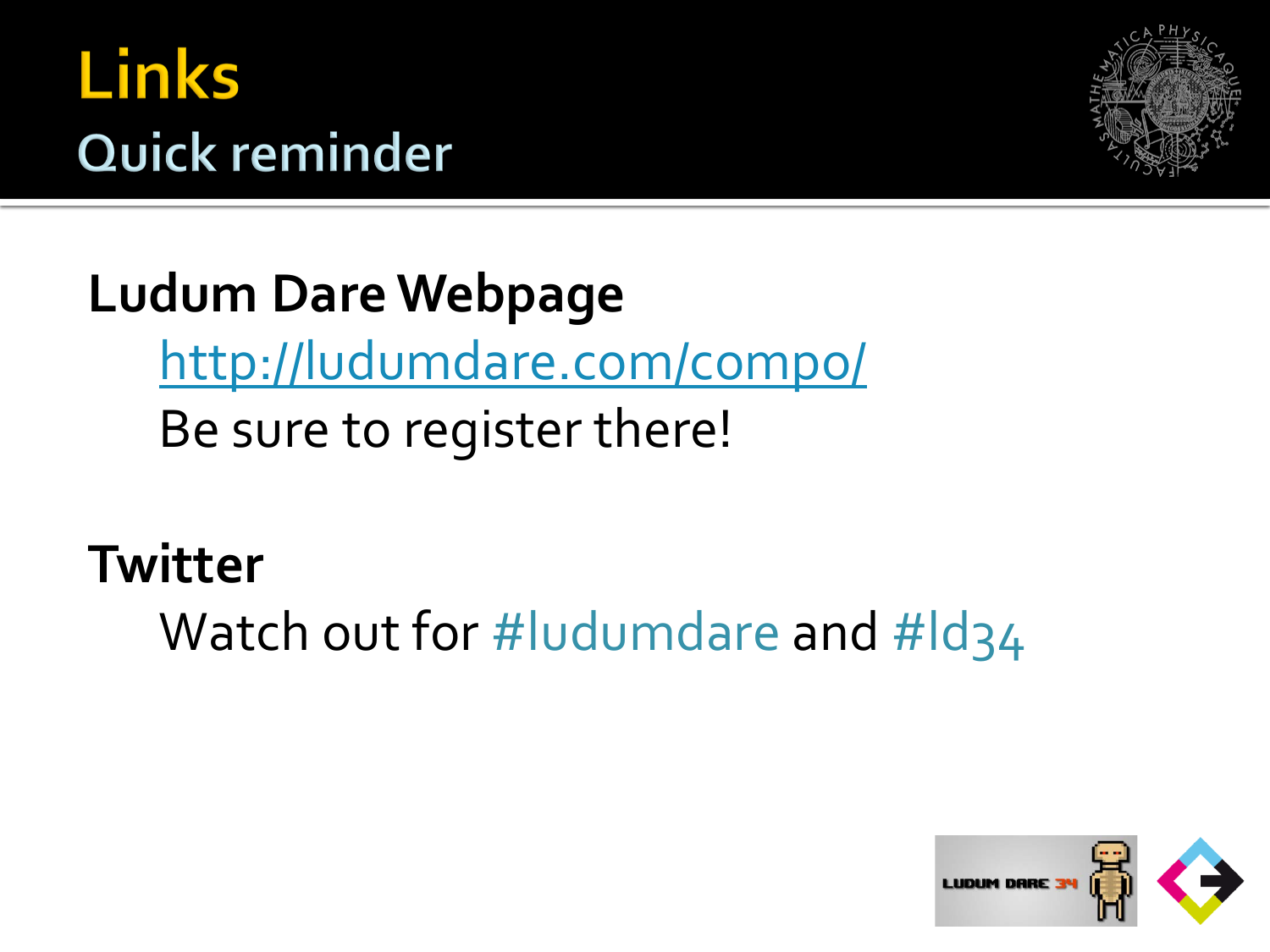# Links

## Quick reminder

**Ludum Dare Webpage**

[http://ludumdare.com/compo/](http://ludumdare.com/compo/)

Be sure to register there!

**Twitter**

Watch out for #ludumdare and #ld34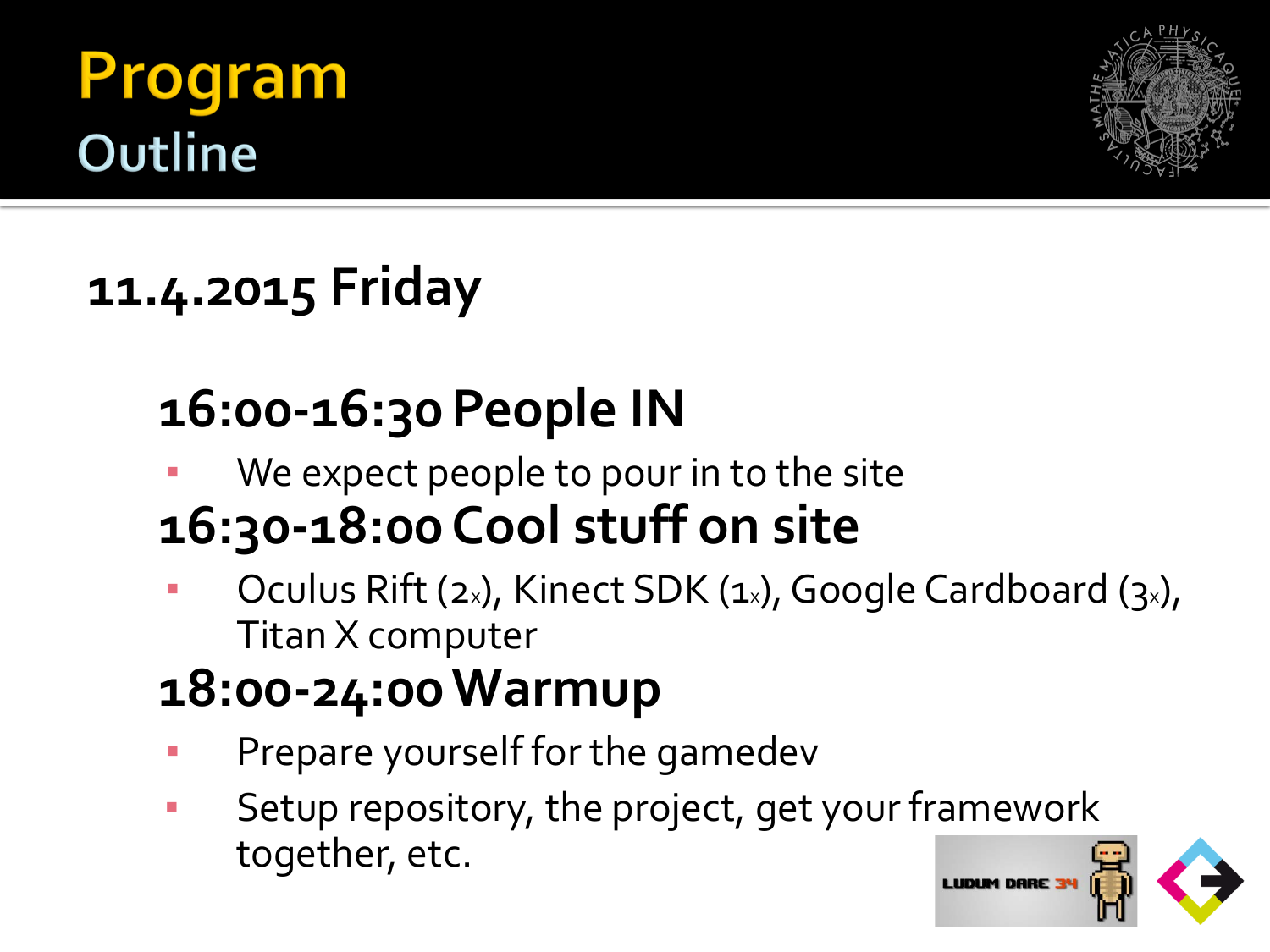# Program

## Outline

### 11.4.2015 Friday

#### 16:00-16:30 People IN

- We expect people to pour in to the site

#### 16:30-18:00 Cool stuff on site

- Oculus Rift (2x), Kinect SDK (1x), Google Cardboard (3x), Titan X computer

#### 18:00-24:00 Warmup

- Prepare yourself for the gamedev
- Setup repository, the project, get your framework together, etc.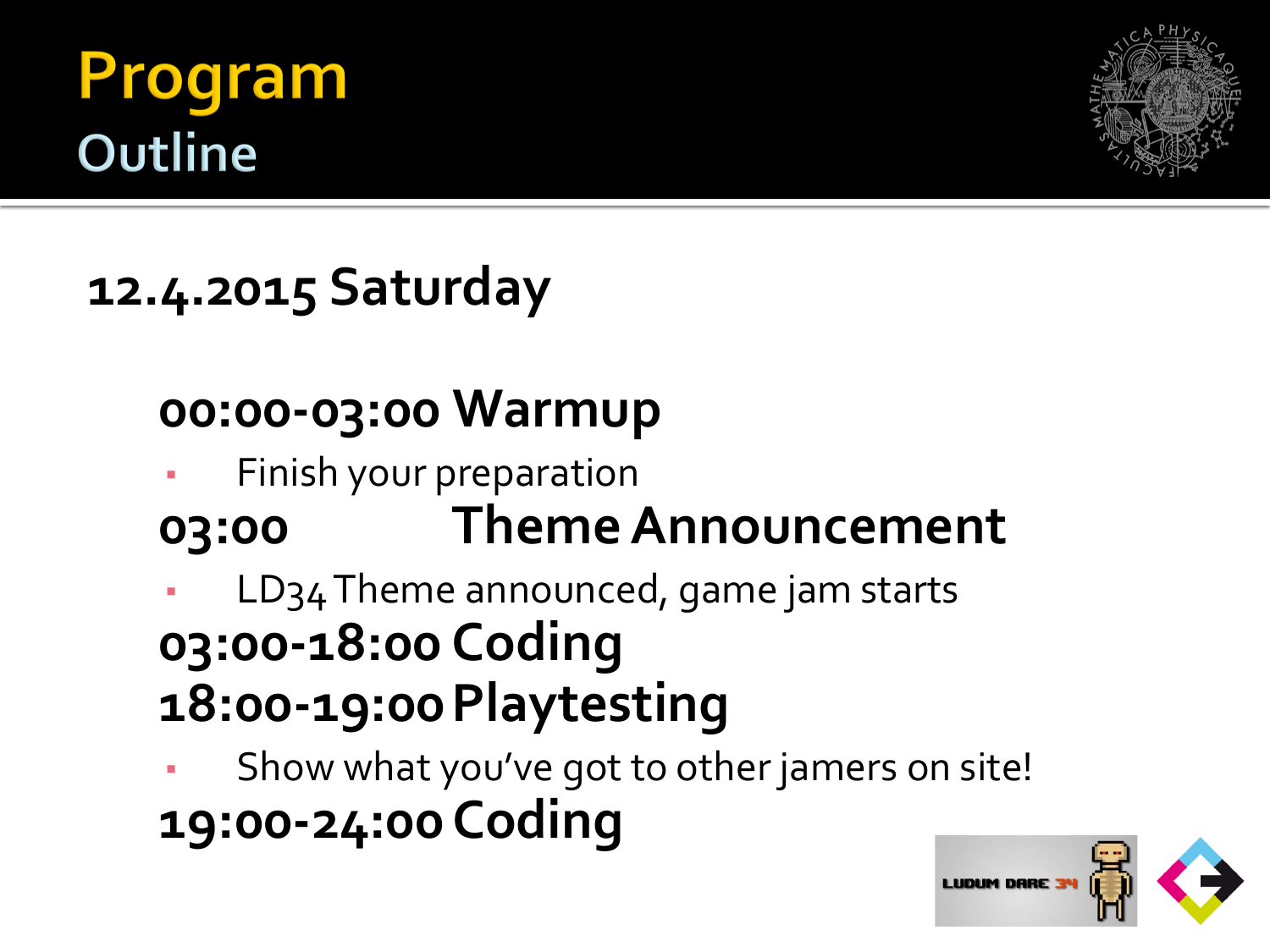# Program

## Outline

### 12.4.2015 Saturday

**00:00-03:00 Warmup**

- Finish your preparation

**03:00 Theme Announcement**

- LD34 Theme announced, game jam starts

**03:00-18:00 Coding**

**18:00-19:00 Playtesting**

- Show what you've got to other jamers on site!

**19:00-24:00 Coding**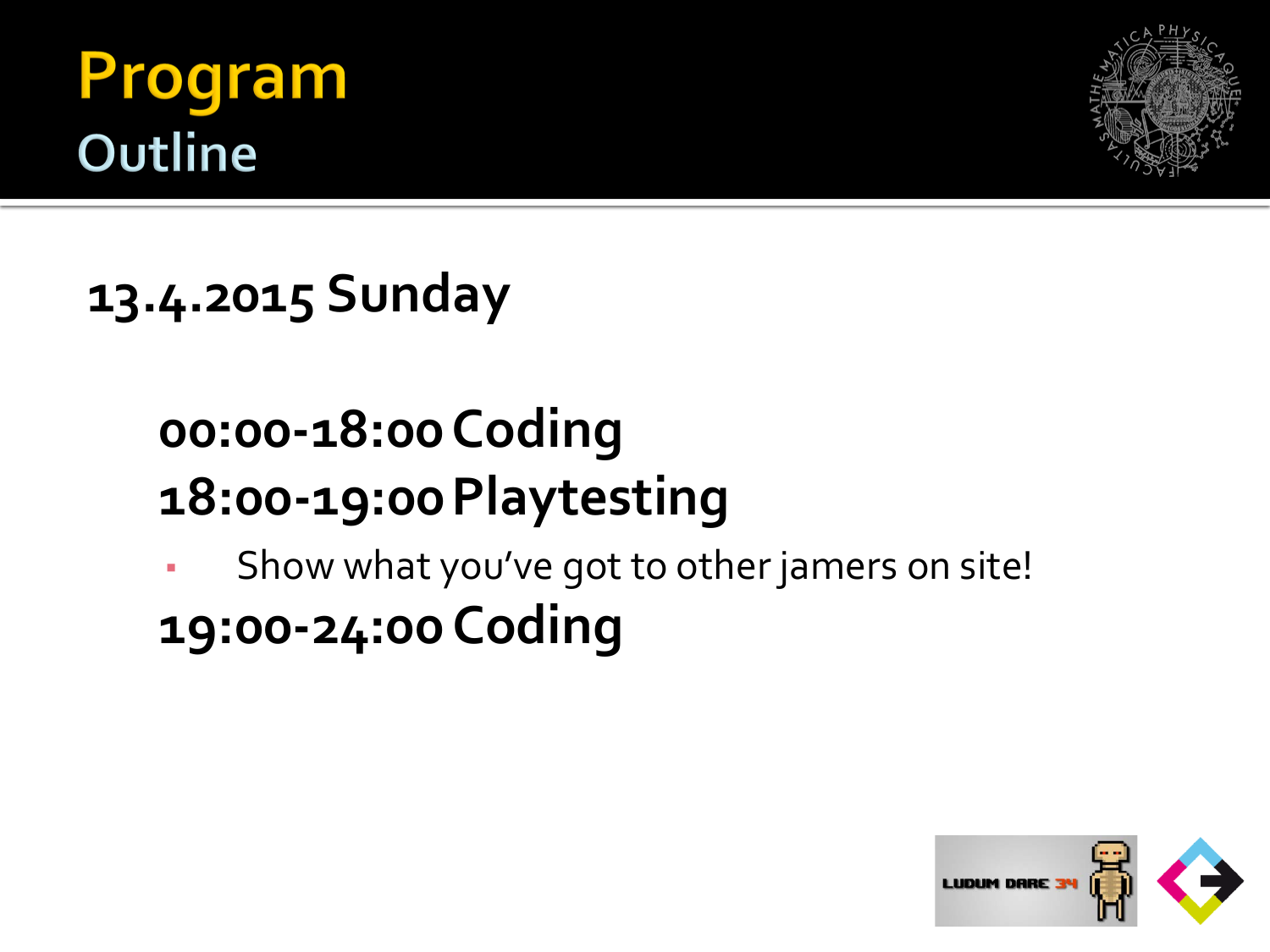# Program

## Outline

**13.4.2015 Sunday**

**00:00-18:00 Coding**

**18:00-19:00 Playtesting**

- Show what you've got to other jamers on site!

**19:00-24:00 Coding**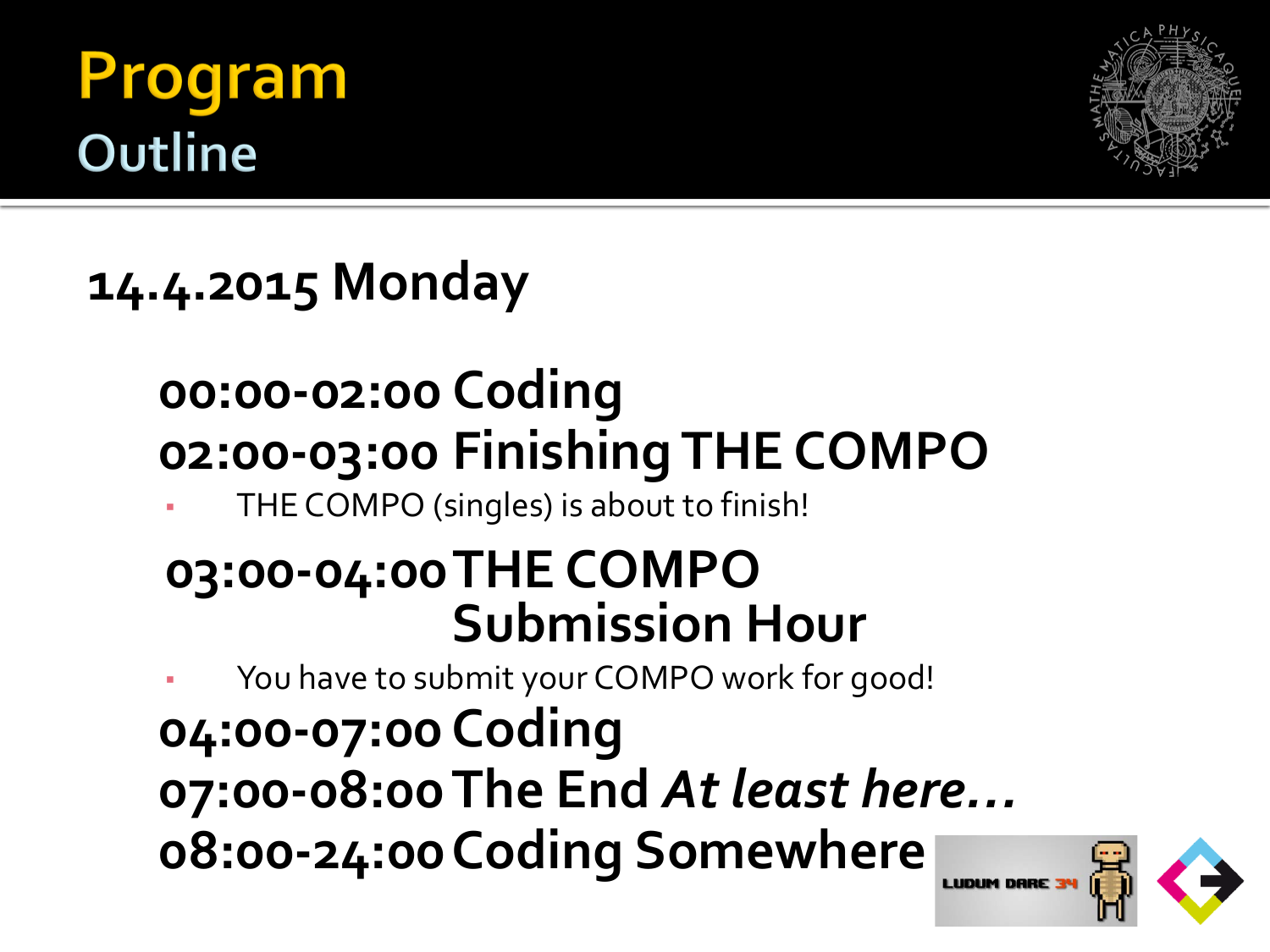# Program

## Outline

**14.4.2015 Monday**

**00:00-02:00 Coding**

**02:00-03:00 Finishing THE COMPO**

- THE COMPO (singles) is about to finish!

**03:00-04:00 THE COMPO Submission Hour**

- You have to submit your COMPO work for good!

**04:00-07:00 Coding**

**07:00-08:00 The End *At least here…***

**08:00-24:00 Coding Somewhere**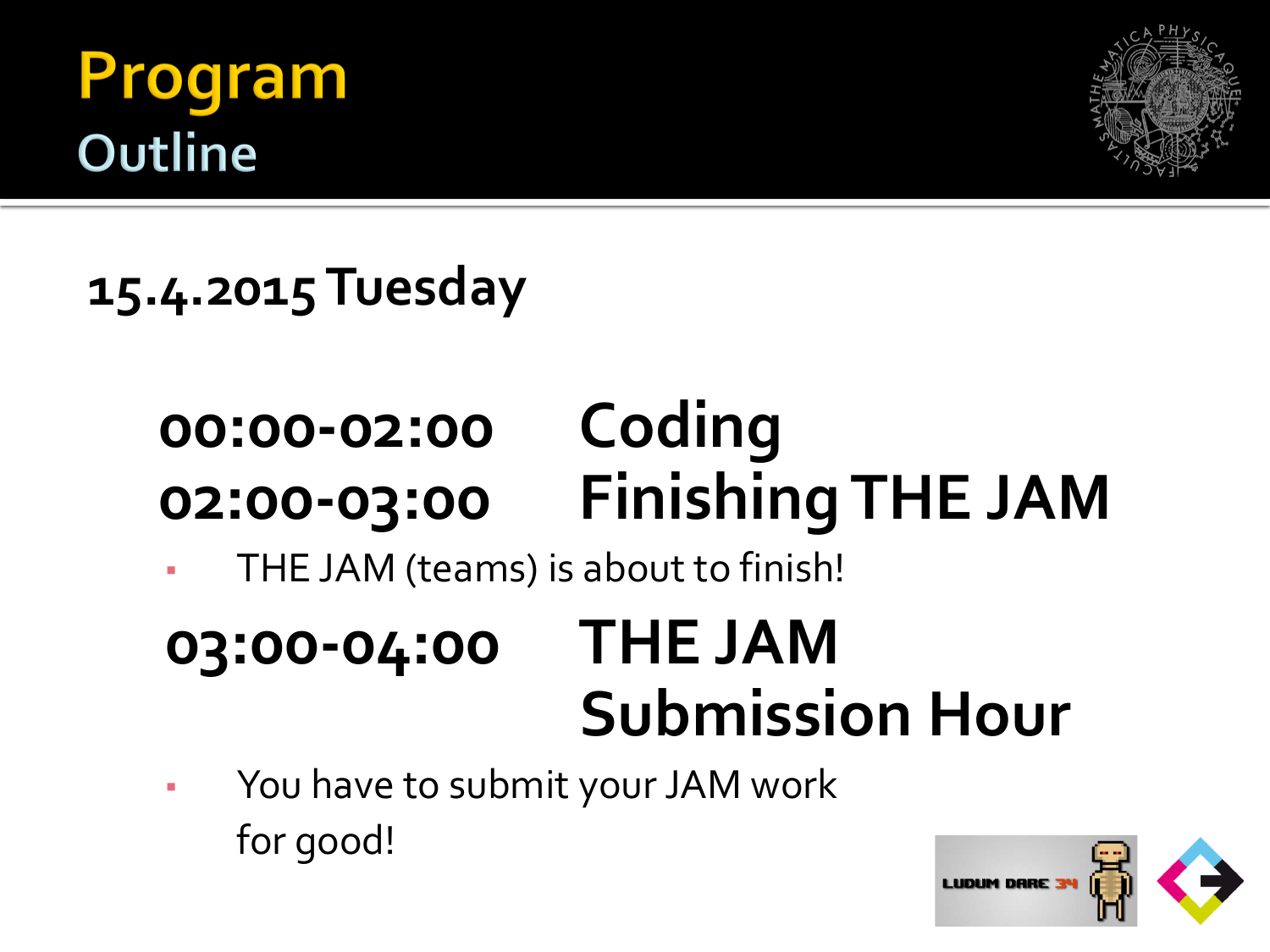# Program
## Outline

**15.4.2015 Tuesday**

**00:00-02:00 Coding**

**02:00-03:00 Finishing THE JAM**

- THE JAM (teams) is about to finish!

**03:00-04:00 THE JAM Submission Hour**

- You have to submit your JAM work for good!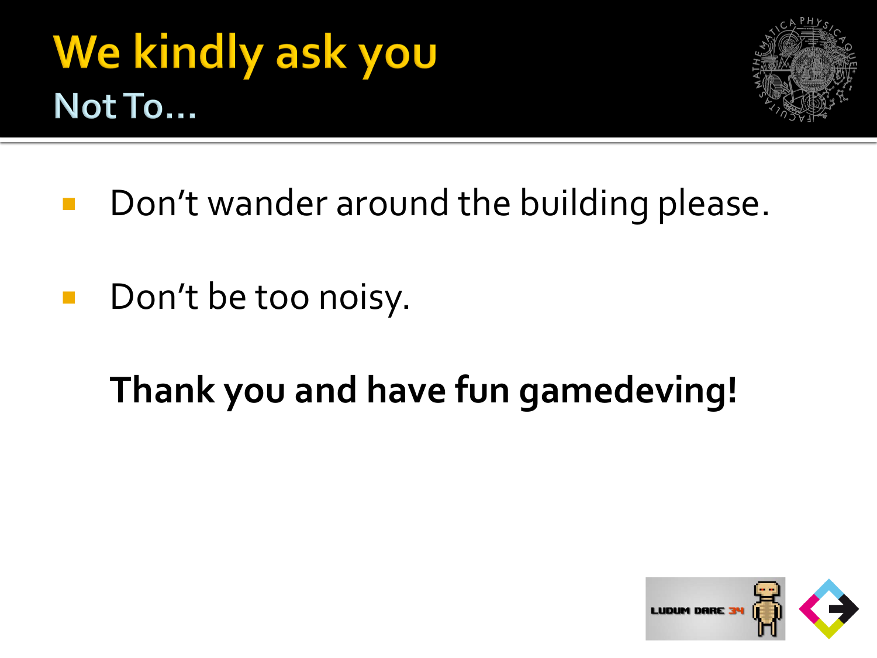# We kindly ask you

## Not To...

- Don't wander around the building please.
- Don't be too noisy.

**Thank you and have fun gamedeving!**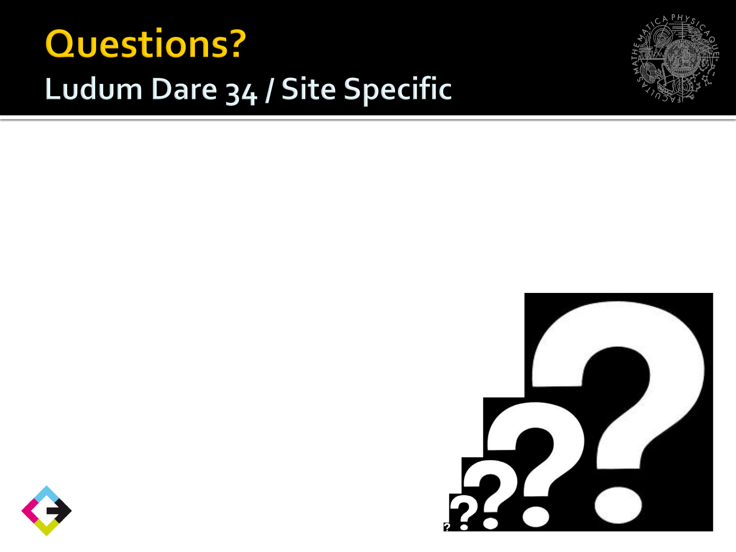# Questions?

## Ludum Dare 34 / Site Specific